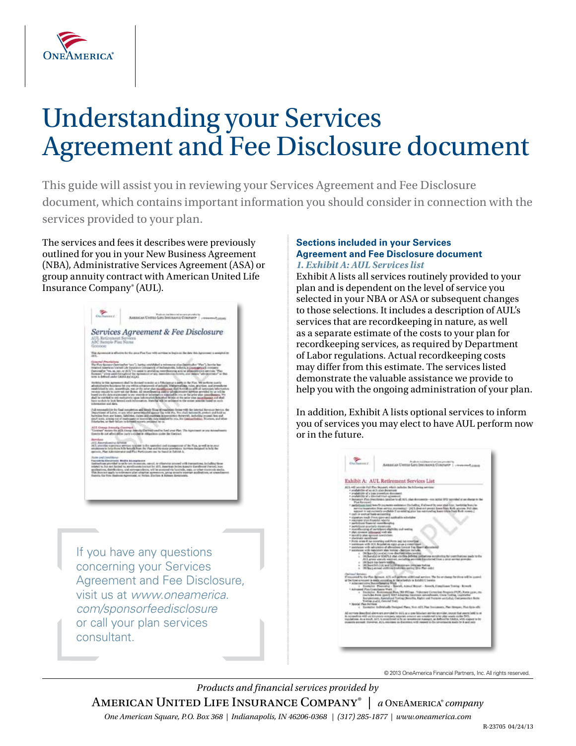# Understanding your Services Agreement and Fee Disclosure document

This guide will assist you in reviewing your Services Agreement and Fee Disclosure document, which contains important information you should consider in connection with the services provided to your plan.

The services and fees it describes were previously outlined for you in your New Business Agreement (NBA), Administrative Services Agreement (ASA) or group annuity contract with American United Life Insurance Company® (AUL).

If you have any questions concerning your Services Agreement and Fee Disclosure, visit us at *www.oneamerica.com/sponsorfeedisclosure* or call your plan services consultant.

### Sections included in your Services Agreement and Fee Disclosure document

***1. Exhibit A: AUL Services list***

Exhibit A lists all services routinely provided to your plan and is dependent on the level of service you selected in your NBA or ASA or subsequent changes to those selections. It includes a description of AUL's services that are recordkeeping in nature, as well as a separate estimate of the costs to your plan for recordkeeping services, as required by Department of Labor regulations. Actual recordkeeping costs may differ from this estimate. The services listed demonstrate the valuable assistance we provide to help you with the ongoing administration of your plan.

In addition, Exhibit A lists optional services to inform you of services you may elect to have AUL perform now or in the future.

© 2013 OneAmerica Financial Partners, Inc. All rights reserved.

*Products and financial services provided by*
AMERICAN UNITED LIFE INSURANCE COMPANY® | *a* ONEAMERICA® *company*
*One American Square, P.O. Box 368 | Indianapolis, IN 46206-0368 | (317) 285-1877 | www.oneamerica.com*

R-23705 04/24/13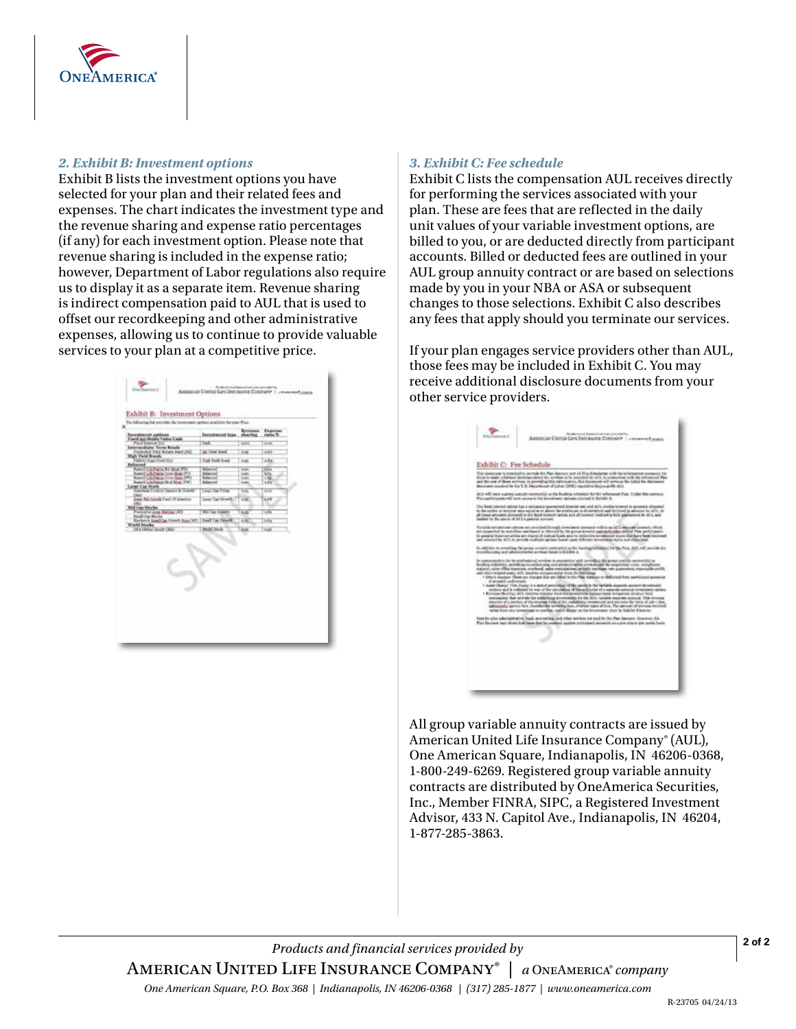### 2. Exhibit B: Investment options

Exhibit B lists the investment options you have selected for your plan and their related fees and expenses. The chart indicates the investment type and the revenue sharing and expense ratio percentages (if any) for each investment option. Please note that revenue sharing is included in the expense ratio; however, Department of Labor regulations also require us to display it as a separate item. Revenue sharing is indirect compensation paid to AUL that is used to offset our recordkeeping and other administrative expenses, allowing us to continue to provide valuable services to your plan at a competitive price.

### 3. Exhibit C: Fee schedule

Exhibit C lists the compensation AUL receives directly for performing the services associated with your plan. These are fees that are reflected in the daily unit values of your variable investment options, are billed to you, or are deducted directly from participant accounts. Billed or deducted fees are outlined in your AUL group annuity contract or are based on selections made by you in your NBA or ASA or subsequent changes to those selections. Exhibit C also describes any fees that apply should you terminate our services.

If your plan engages service providers other than AUL, those fees may be included in Exhibit C. You may receive additional disclosure documents from your other service providers.

All group variable annuity contracts are issued by American United Life Insurance Company® (AUL), One American Square, Indianapolis, IN 46206-0368, 1-800-249-6269. Registered group variable annuity contracts are distributed by OneAmerica Securities, Inc., Member FINRA, SIPC, a Registered Investment Advisor, 433 N. Capitol Ave., Indianapolis, IN 46204, 1-877-285-3863.

*Products and financial services provided by*

American United Life Insurance Company® | *a* OneAmerica® *company*

*One American Square, P.O. Box 368 | Indianapolis, IN 46206-0368 | (317) 285-1877 | www.oneamerica.com*

R-23705 04/24/13